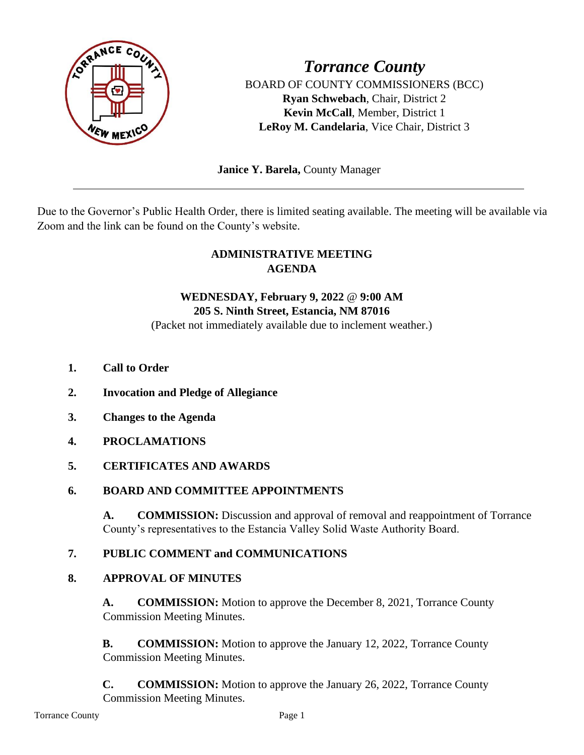# *Torrance County*

BOARD OF COUNTY COMMISSIONERS (BCC)
**Ryan Schwebach**, Chair, District 2
**Kevin McCall**, Member, District 1
**LeRoy M. Candelaria**, Vice Chair, District 3

**Janice Y. Barela,** County Manager

---

Due to the Governor's Public Health Order, there is limited seating available. The meeting will be available via Zoom and the link can be found on the County's website.

## ADMINISTRATIVE MEETING AGENDA

**WEDNESDAY, February 9, 2022 @ 9:00 AM**
**205 S. Ninth Street, Estancia, NM 87016**
(Packet not immediately available due to inclement weather.)

1. **Call to Order**

2. **Invocation and Pledge of Allegiance**

3. **Changes to the Agenda**

4. **PROCLAMATIONS**

5. **CERTIFICATES AND AWARDS**

6. **BOARD AND COMMITTEE APPOINTMENTS**

   **A. COMMISSION:** Discussion and approval of removal and reappointment of Torrance County's representatives to the Estancia Valley Solid Waste Authority Board.

7. **PUBLIC COMMENT and COMMUNICATIONS**

8. **APPROVAL OF MINUTES**

   **A. COMMISSION:** Motion to approve the December 8, 2021, Torrance County Commission Meeting Minutes.

   **B. COMMISSION:** Motion to approve the January 12, 2022, Torrance County Commission Meeting Minutes.

   **C. COMMISSION:** Motion to approve the January 26, 2022, Torrance County Commission Meeting Minutes.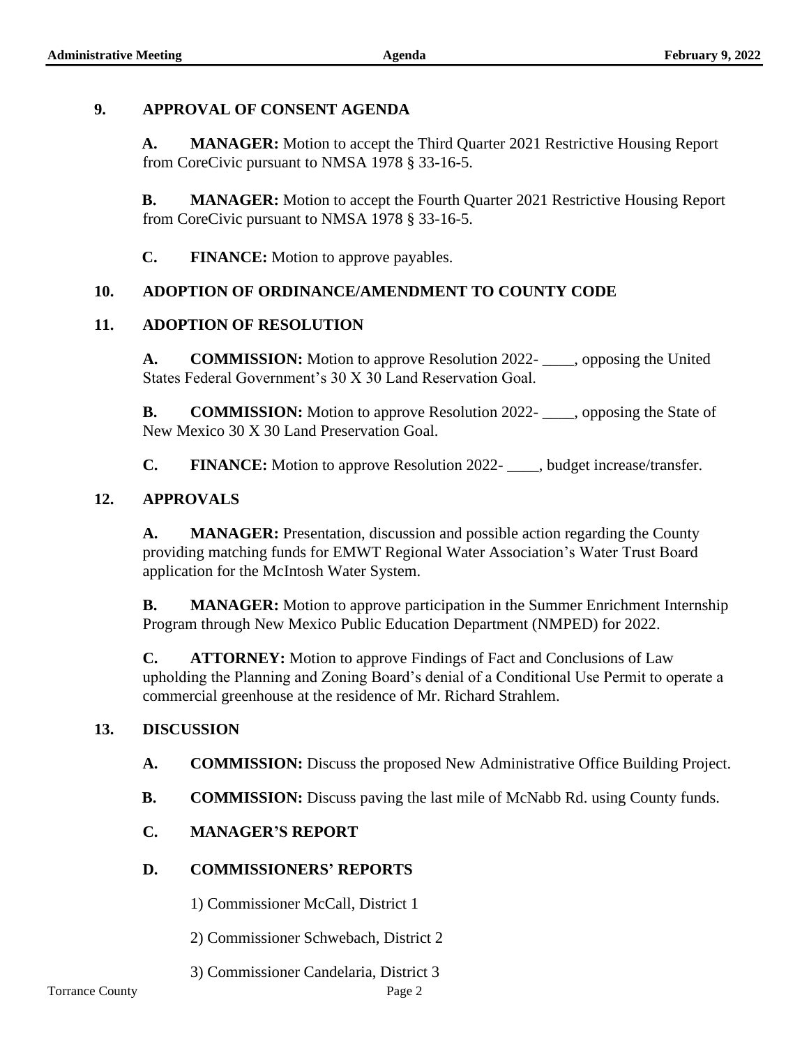## 9. APPROVAL OF CONSENT AGENDA

**A. MANAGER:** Motion to accept the Third Quarter 2021 Restrictive Housing Report from CoreCivic pursuant to NMSA 1978 § 33-16-5.

**B. MANAGER:** Motion to accept the Fourth Quarter 2021 Restrictive Housing Report from CoreCivic pursuant to NMSA 1978 § 33-16-5.

**C. FINANCE:** Motion to approve payables.

## 10. ADOPTION OF ORDINANCE/AMENDMENT TO COUNTY CODE

## 11. ADOPTION OF RESOLUTION

**A. COMMISSION:** Motion to approve Resolution 2022- ____, opposing the United States Federal Government's 30 X 30 Land Reservation Goal.

**B. COMMISSION:** Motion to approve Resolution 2022- ____, opposing the State of New Mexico 30 X 30 Land Preservation Goal.

**C. FINANCE:** Motion to approve Resolution 2022- ____, budget increase/transfer.

## 12. APPROVALS

**A. MANAGER:** Presentation, discussion and possible action regarding the County providing matching funds for EMWT Regional Water Association's Water Trust Board application for the McIntosh Water System.

**B. MANAGER:** Motion to approve participation in the Summer Enrichment Internship Program through New Mexico Public Education Department (NMPED) for 2022.

**C. ATTORNEY:** Motion to approve Findings of Fact and Conclusions of Law upholding the Planning and Zoning Board's denial of a Conditional Use Permit to operate a commercial greenhouse at the residence of Mr. Richard Strahlem.

## 13. DISCUSSION

**A. COMMISSION:** Discuss the proposed New Administrative Office Building Project.

**B. COMMISSION:** Discuss paving the last mile of McNabb Rd. using County funds.

**C. MANAGER'S REPORT**

**D. COMMISSIONERS' REPORTS**

1) Commissioner McCall, District 1

2) Commissioner Schwebach, District 2

3) Commissioner Candelaria, District 3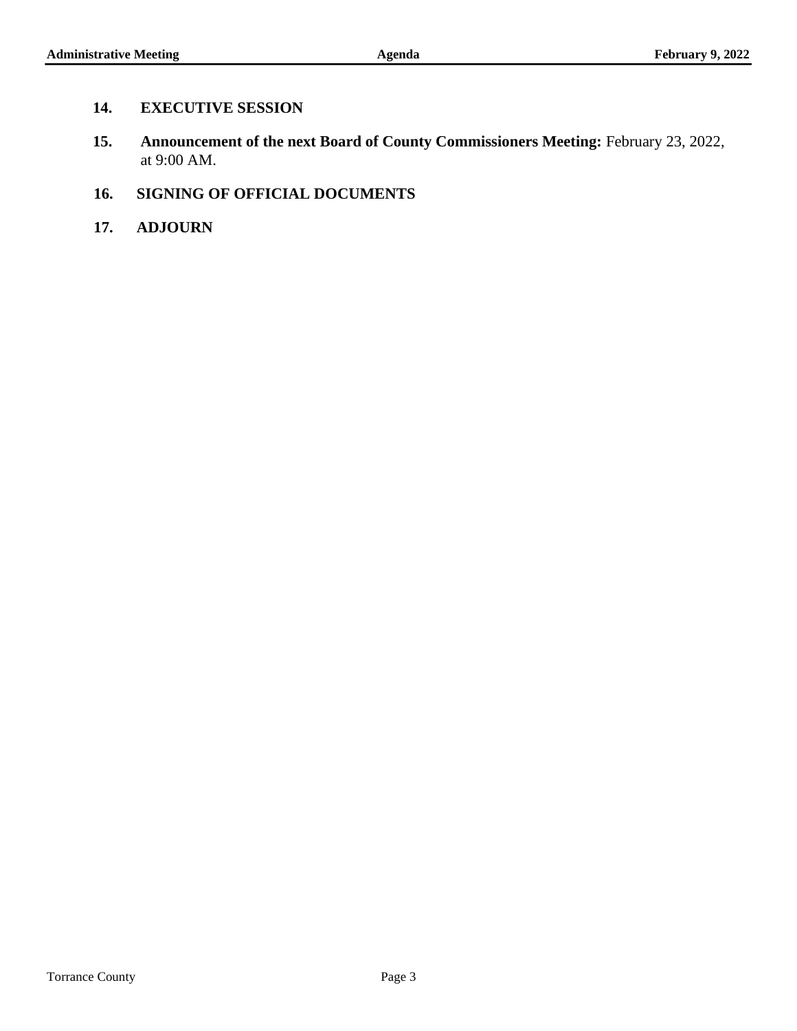**14. EXECUTIVE SESSION**

**15. Announcement of the next Board of County Commissioners Meeting:** February 23, 2022, at 9:00 AM.

**16. SIGNING OF OFFICIAL DOCUMENTS**

**17. ADJOURN**